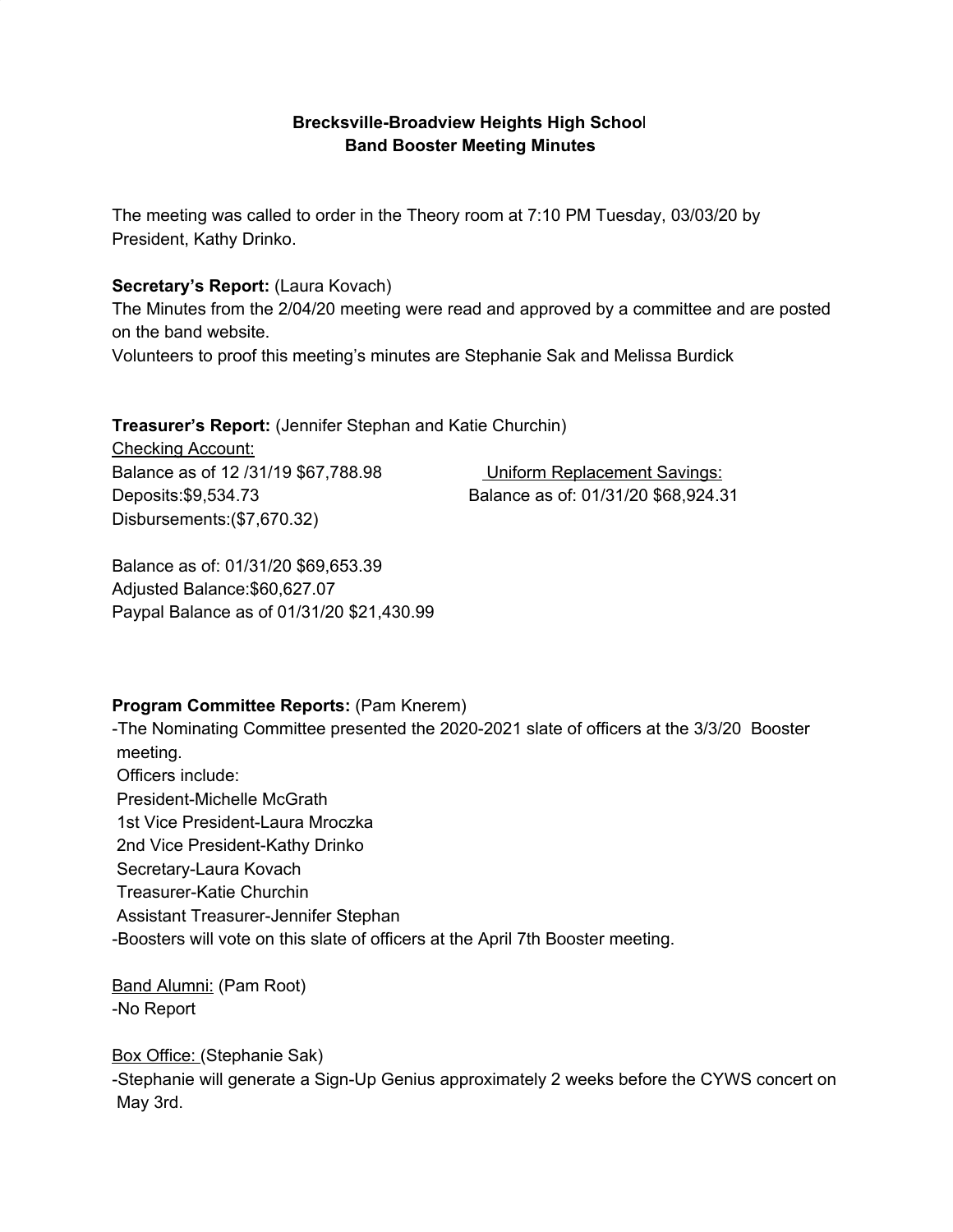**Brecksville-Broadview Heights High School**
**Band Booster Meeting Minutes**

The meeting was called to order in the Theory room at 7:10 PM Tuesday, 03/03/20 by President, Kathy Drinko.

**Secretary's Report:** (Laura Kovach)
The Minutes from the 2/04/20 meeting were read and approved by a committee and are posted on the band website.
Volunteers to proof this meeting's minutes are Stephanie Sak and Melissa Burdick

**Treasurer's Report:** (Jennifer Stephan and Katie Churchin)

Checking Account:
Balance as of 12 /31/19 $67,788.98
Deposits:$9,534.73
Disbursements:($7,670.32)

Balance as of: 01/31/20 $69,653.39
Adjusted Balance:$60,627.07
Paypal Balance as of 01/31/20 $21,430.99

Uniform Replacement Savings:
Balance as of: 01/31/20 $68,924.31

**Program Committee Reports:** (Pam Knerem)
-The Nominating Committee presented the 2020-2021 slate of officers at the 3/3/20 Booster meeting.
Officers include:
President-Michelle McGrath
1st Vice President-Laura Mroczka
2nd Vice President-Kathy Drinko
Secretary-Laura Kovach
Treasurer-Katie Churchin
Assistant Treasurer-Jennifer Stephan
-Boosters will vote on this slate of officers at the April 7th Booster meeting.

Band Alumni: (Pam Root)
-No Report

Box Office: (Stephanie Sak)
-Stephanie will generate a Sign-Up Genius approximately 2 weeks before the CYWS concert on May 3rd.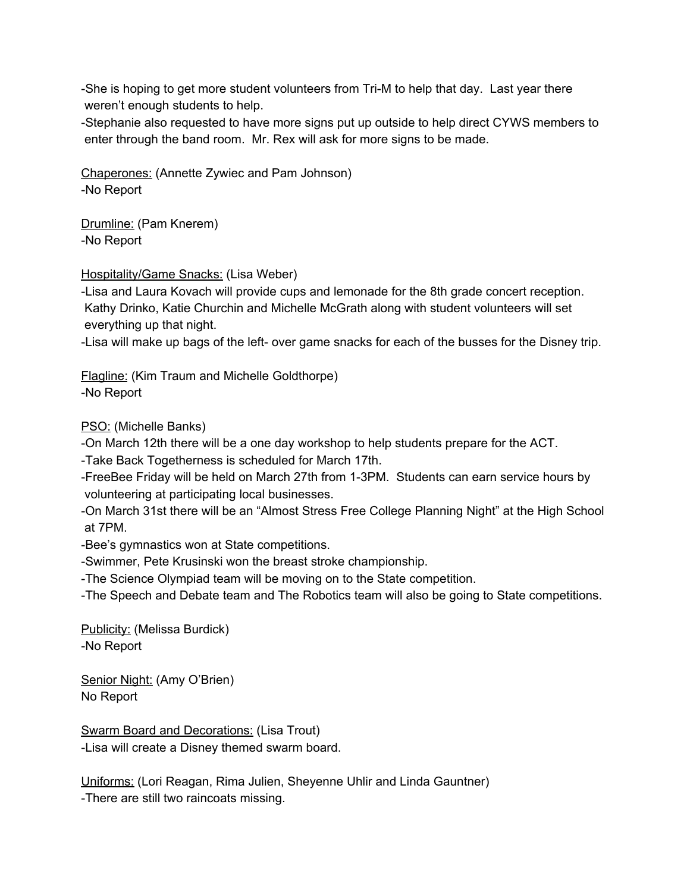-She is hoping to get more student volunteers from Tri-M to help that day. Last year there weren't enough students to help.
-Stephanie also requested to have more signs put up outside to help direct CYWS members to enter through the band room. Mr. Rex will ask for more signs to be made.

<u>Chaperones:</u> (Annette Zywiec and Pam Johnson)
-No Report

<u>Drumline:</u> (Pam Knerem)
-No Report

<u>Hospitality/Game Snacks:</u> (Lisa Weber)
-Lisa and Laura Kovach will provide cups and lemonade for the 8th grade concert reception. Kathy Drinko, Katie Churchin and Michelle McGrath along with student volunteers will set everything up that night.
-Lisa will make up bags of the left- over game snacks for each of the busses for the Disney trip.

<u>Flagline:</u> (Kim Traum and Michelle Goldthorpe)
-No Report

<u>PSO:</u> (Michelle Banks)
-On March 12th there will be a one day workshop to help students prepare for the ACT.
-Take Back Togetherness is scheduled for March 17th.
-FreeBee Friday will be held on March 27th from 1-3PM. Students can earn service hours by volunteering at participating local businesses.
-On March 31st there will be an "Almost Stress Free College Planning Night" at the High School at 7PM.
-Bee's gymnastics won at State competitions.
-Swimmer, Pete Krusinski won the breast stroke championship.
-The Science Olympiad team will be moving on to the State competition.
-The Speech and Debate team and The Robotics team will also be going to State competitions.

<u>Publicity:</u> (Melissa Burdick)
-No Report

<u>Senior Night:</u> (Amy O'Brien)
No Report

<u>Swarm Board and Decorations:</u> (Lisa Trout)
-Lisa will create a Disney themed swarm board.

<u>Uniforms:</u> (Lori Reagan, Rima Julien, Sheyenne Uhlir and Linda Gauntner)
-There are still two raincoats missing.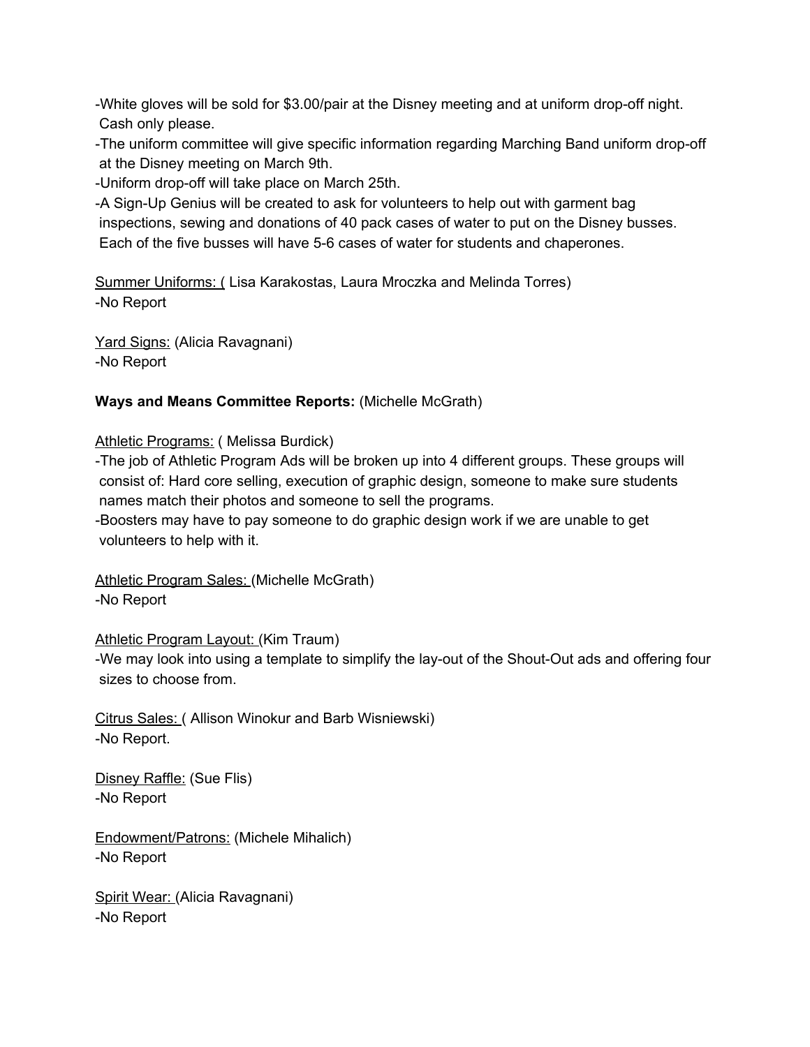-White gloves will be sold for $3.00/pair at the Disney meeting and at uniform drop-off night. Cash only please.
-The uniform committee will give specific information regarding Marching Band uniform drop-off at the Disney meeting on March 9th.
-Uniform drop-off will take place on March 25th.
-A Sign-Up Genius will be created to ask for volunteers to help out with garment bag inspections, sewing and donations of 40 pack cases of water to put on the Disney busses. Each of the five busses will have 5-6 cases of water for students and chaperones.

<u>Summer Uniforms: (</u> Lisa Karakostas, Laura Mroczka and Melinda Torres)
-No Report

<u>Yard Signs:</u> (Alicia Ravagnani)
-No Report

**Ways and Means Committee Reports:** (Michelle McGrath)

<u>Athletic Programs:</u> ( Melissa Burdick)
-The job of Athletic Program Ads will be broken up into 4 different groups. These groups will consist of: Hard core selling, execution of graphic design, someone to make sure students names match their photos and someone to sell the programs.
-Boosters may have to pay someone to do graphic design work if we are unable to get volunteers to help with it.

<u>Athletic Program Sales:</u> (Michelle McGrath)
-No Report

<u>Athletic Program Layout:</u> (Kim Traum)
-We may look into using a template to simplify the lay-out of the Shout-Out ads and offering four sizes to choose from.

<u>Citrus Sales: (</u> Allison Winokur and Barb Wisniewski)
-No Report.

<u>Disney Raffle:</u> (Sue Flis)
-No Report

<u>Endowment/Patrons:</u> (Michele Mihalich)
-No Report

<u>Spirit Wear:</u> (Alicia Ravagnani)
-No Report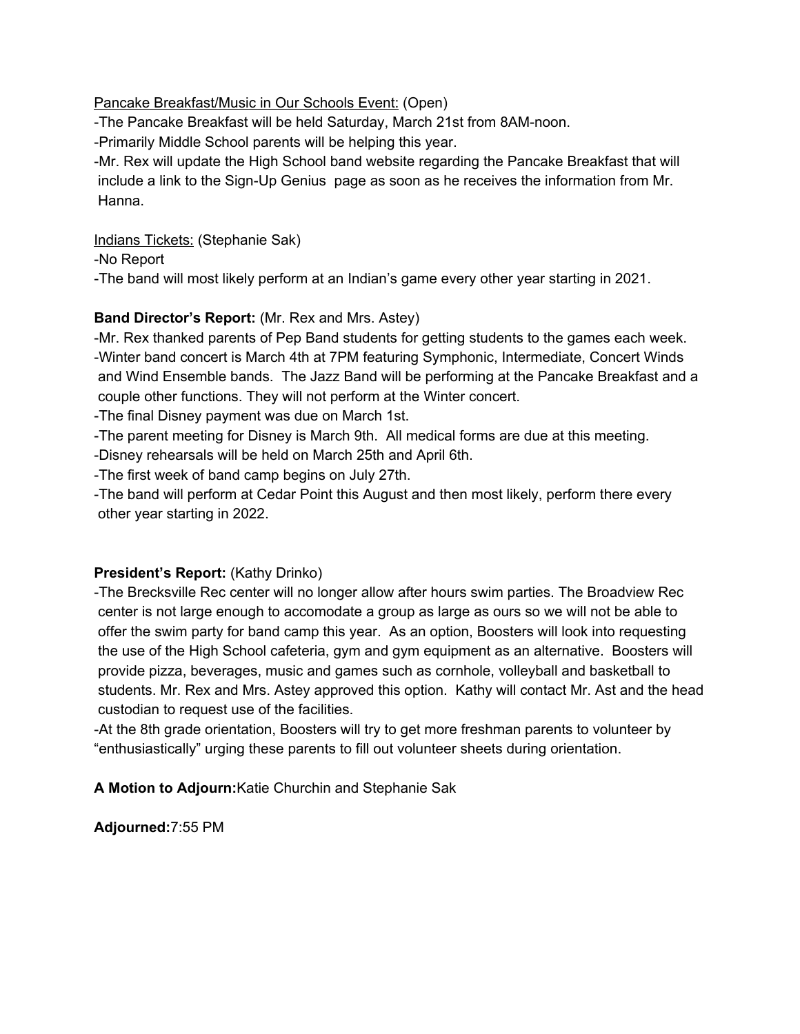<u>Pancake Breakfast/Music in Our Schools Event:</u> (Open)

-The Pancake Breakfast will be held Saturday, March 21st from 8AM-noon.

-Primarily Middle School parents will be helping this year.

-Mr. Rex will update the High School band website regarding the Pancake Breakfast that will include a link to the Sign-Up Genius page as soon as he receives the information from Mr. Hanna.

<u>Indians Tickets:</u> (Stephanie Sak)

-No Report

-The band will most likely perform at an Indian's game every other year starting in 2021.

**Band Director's Report:** (Mr. Rex and Mrs. Astey)

-Mr. Rex thanked parents of Pep Band students for getting students to the games each week.

-Winter band concert is March 4th at 7PM featuring Symphonic, Intermediate, Concert Winds and Wind Ensemble bands. The Jazz Band will be performing at the Pancake Breakfast and a couple other functions. They will not perform at the Winter concert.

-The final Disney payment was due on March 1st.

-The parent meeting for Disney is March 9th. All medical forms are due at this meeting.

-Disney rehearsals will be held on March 25th and April 6th.

-The first week of band camp begins on July 27th.

-The band will perform at Cedar Point this August and then most likely, perform there every other year starting in 2022.

**President's Report:** (Kathy Drinko)

-The Brecksville Rec center will no longer allow after hours swim parties. The Broadview Rec center is not large enough to accomodate a group as large as ours so we will not be able to offer the swim party for band camp this year. As an option, Boosters will look into requesting the use of the High School cafeteria, gym and gym equipment as an alternative. Boosters will provide pizza, beverages, music and games such as cornhole, volleyball and basketball to students. Mr. Rex and Mrs. Astey approved this option. Kathy will contact Mr. Ast and the head custodian to request use of the facilities.

-At the 8th grade orientation, Boosters will try to get more freshman parents to volunteer by "enthusiastically" urging these parents to fill out volunteer sheets during orientation.

**A Motion to Adjourn:** Katie Churchin and Stephanie Sak

**Adjourned:** 7:55 PM